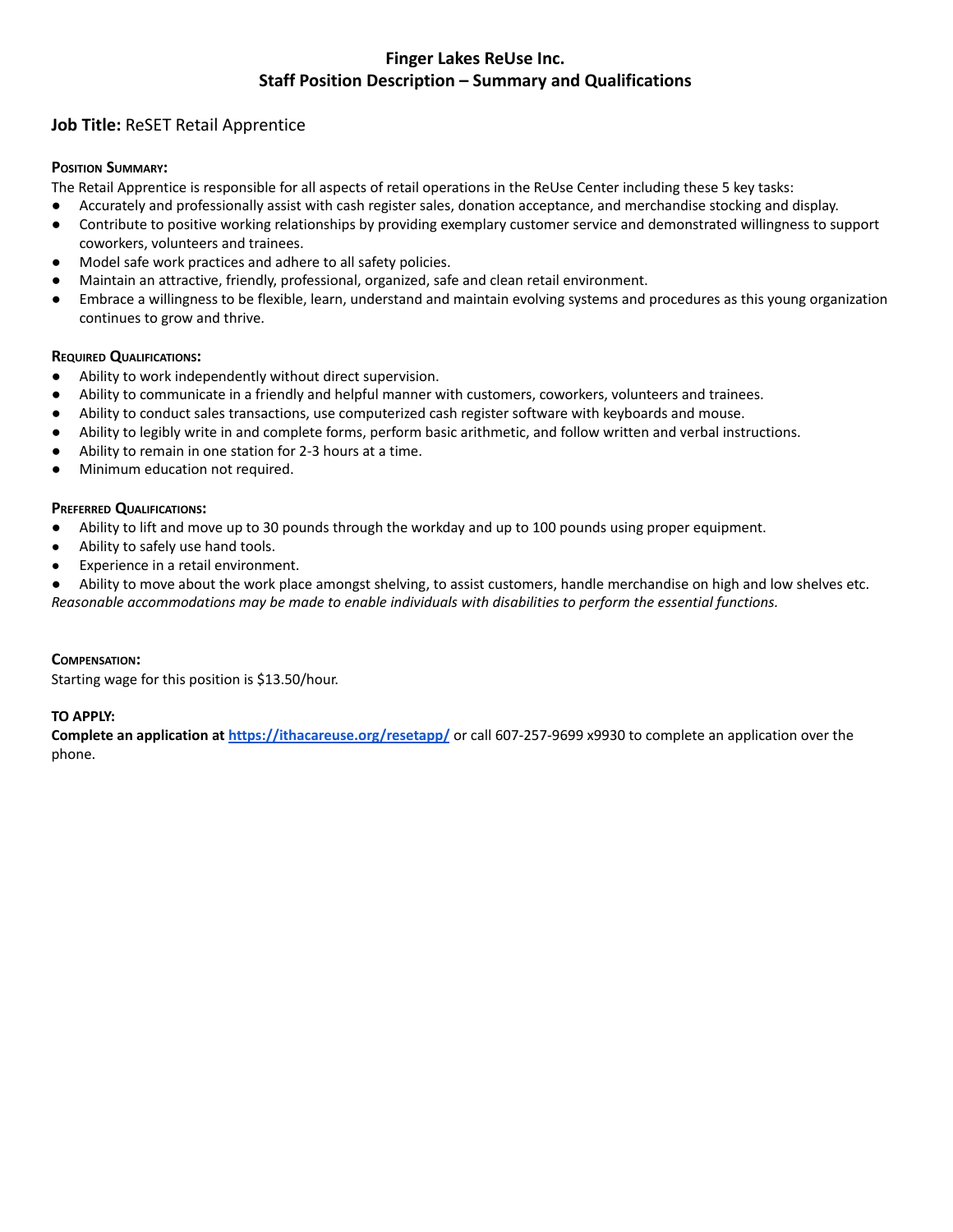# Finger Lakes ReUse Inc.
## Staff Position Description – Summary and Qualifications

**Job Title:** ReSET Retail Apprentice

**Position Summary:**

The Retail Apprentice is responsible for all aspects of retail operations in the ReUse Center including these 5 key tasks:

- Accurately and professionally assist with cash register sales, donation acceptance, and merchandise stocking and display.
- Contribute to positive working relationships by providing exemplary customer service and demonstrated willingness to support coworkers, volunteers and trainees.
- Model safe work practices and adhere to all safety policies.
- Maintain an attractive, friendly, professional, organized, safe and clean retail environment.
- Embrace a willingness to be flexible, learn, understand and maintain evolving systems and procedures as this young organization continues to grow and thrive.

**Required Qualifications:**

- Ability to work independently without direct supervision.
- Ability to communicate in a friendly and helpful manner with customers, coworkers, volunteers and trainees.
- Ability to conduct sales transactions, use computerized cash register software with keyboards and mouse.
- Ability to legibly write in and complete forms, perform basic arithmetic, and follow written and verbal instructions.
- Ability to remain in one station for 2-3 hours at a time.
- Minimum education not required.

**Preferred Qualifications:**

- Ability to lift and move up to 30 pounds through the workday and up to 100 pounds using proper equipment.
- Ability to safely use hand tools.
- Experience in a retail environment.
- Ability to move about the work place amongst shelving, to assist customers, handle merchandise on high and low shelves etc.

*Reasonable accommodations may be made to enable individuals with disabilities to perform the essential functions.*

**Compensation:**

Starting wage for this position is $13.50/hour.

**TO APPLY:**

**Complete an application at [https://ithacareuse.org/resetapp/](https://ithacareuse.org/resetapp/)** or call 607-257-9699 x9930 to complete an application over the phone.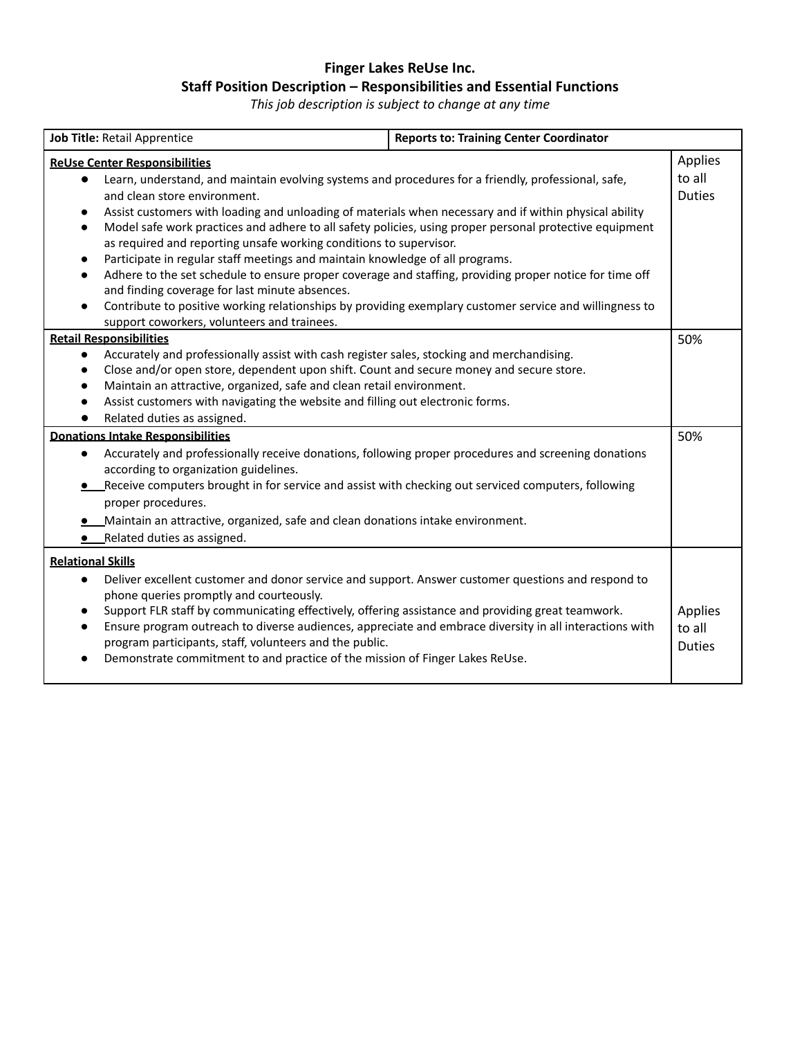**Finger Lakes ReUse Inc.**
**Staff Position Description – Responsibilities and Essential Functions**
*This job description is subject to change at any time*

| **Job Title:** Retail Apprentice | **Reports to: Training Center Coordinator** |
|---|---|
| **<u>ReUse Center Responsibilities</u>**<br>• Learn, understand, and maintain evolving systems and procedures for a friendly, professional, safe, and clean store environment.<br>• Assist customers with loading and unloading of materials when necessary and if within physical ability<br>• Model safe work practices and adhere to all safety policies, using proper personal protective equipment as required and reporting unsafe working conditions to supervisor.<br>• Participate in regular staff meetings and maintain knowledge of all programs.<br>• Adhere to the set schedule to ensure proper coverage and staffing, providing proper notice for time off and finding coverage for last minute absences.<br>• Contribute to positive working relationships by providing exemplary customer service and willingness to support coworkers, volunteers and trainees. | Applies to all Duties |
| **<u>Retail Responsibilities</u>**<br>• Accurately and professionally assist with cash register sales, stocking and merchandising.<br>• Close and/or open store, dependent upon shift. Count and secure money and secure store.<br>• Maintain an attractive, organized, safe and clean retail environment.<br>• Assist customers with navigating the website and filling out electronic forms.<br>• Related duties as assigned. | 50% |
| **<u>Donations Intake Responsibilities</u>**<br>• Accurately and professionally receive donations, following proper procedures and screening donations according to organization guidelines.<br>• Receive computers brought in for service and assist with checking out serviced computers, following proper procedures.<br>• Maintain an attractive, organized, safe and clean donations intake environment.<br>• Related duties as assigned. | 50% |
| **<u>Relational Skills</u>**<br>• Deliver excellent customer and donor service and support. Answer customer questions and respond to phone queries promptly and courteously.<br>• Support FLR staff by communicating effectively, offering assistance and providing great teamwork.<br>• Ensure program outreach to diverse audiences, appreciate and embrace diversity in all interactions with program participants, staff, volunteers and the public.<br>• Demonstrate commitment to and practice of the mission of Finger Lakes ReUse. | Applies to all Duties |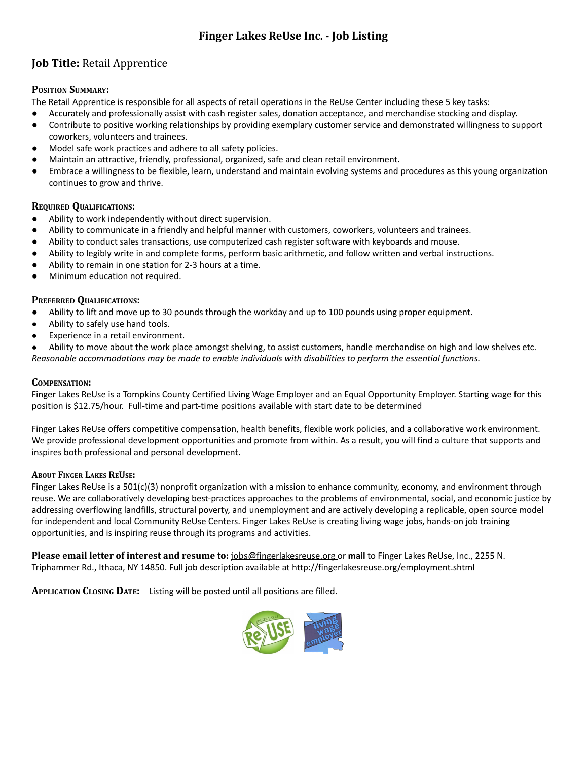# Finger Lakes ReUse Inc. - Job Listing

## Job Title: Retail Apprentice

### Position Summary:

The Retail Apprentice is responsible for all aspects of retail operations in the ReUse Center including these 5 key tasks:

- Accurately and professionally assist with cash register sales, donation acceptance, and merchandise stocking and display.
- Contribute to positive working relationships by providing exemplary customer service and demonstrated willingness to support coworkers, volunteers and trainees.
- Model safe work practices and adhere to all safety policies.
- Maintain an attractive, friendly, professional, organized, safe and clean retail environment.
- Embrace a willingness to be flexible, learn, understand and maintain evolving systems and procedures as this young organization continues to grow and thrive.

### Required Qualifications:

- Ability to work independently without direct supervision.
- Ability to communicate in a friendly and helpful manner with customers, coworkers, volunteers and trainees.
- Ability to conduct sales transactions, use computerized cash register software with keyboards and mouse.
- Ability to legibly write in and complete forms, perform basic arithmetic, and follow written and verbal instructions.
- Ability to remain in one station for 2-3 hours at a time.
- Minimum education not required.

### Preferred Qualifications:

- Ability to lift and move up to 30 pounds through the workday and up to 100 pounds using proper equipment.
- Ability to safely use hand tools.
- Experience in a retail environment.
- Ability to move about the work place amongst shelving, to assist customers, handle merchandise on high and low shelves etc.

*Reasonable accommodations may be made to enable individuals with disabilities to perform the essential functions.*

### Compensation:

Finger Lakes ReUse is a Tompkins County Certified Living Wage Employer and an Equal Opportunity Employer. Starting wage for this position is $12.75/hour. Full-time and part-time positions available with start date to be determined

Finger Lakes ReUse offers competitive compensation, health benefits, flexible work policies, and a collaborative work environment. We provide professional development opportunities and promote from within. As a result, you will find a culture that supports and inspires both professional and personal development.

### About Finger Lakes ReUse:

Finger Lakes ReUse is a 501(c)(3) nonprofit organization with a mission to enhance community, economy, and environment through reuse. We are collaboratively developing best-practices approaches to the problems of environmental, social, and economic justice by addressing overflowing landfills, structural poverty, and unemployment and are actively developing a replicable, open source model for independent and local Community ReUse Centers. Finger Lakes ReUse is creating living wage jobs, hands-on job training opportunities, and is inspiring reuse through its programs and activities.

**Please email letter of interest and resume to:** jobs@fingerlakesreuse.org or **mail** to Finger Lakes ReUse, Inc., 2255 N. Triphammer Rd., Ithaca, NY 14850. Full job description available at http://fingerlakesreuse.org/employment.shtml

**Application Closing Date:** Listing will be posted until all positions are filled.